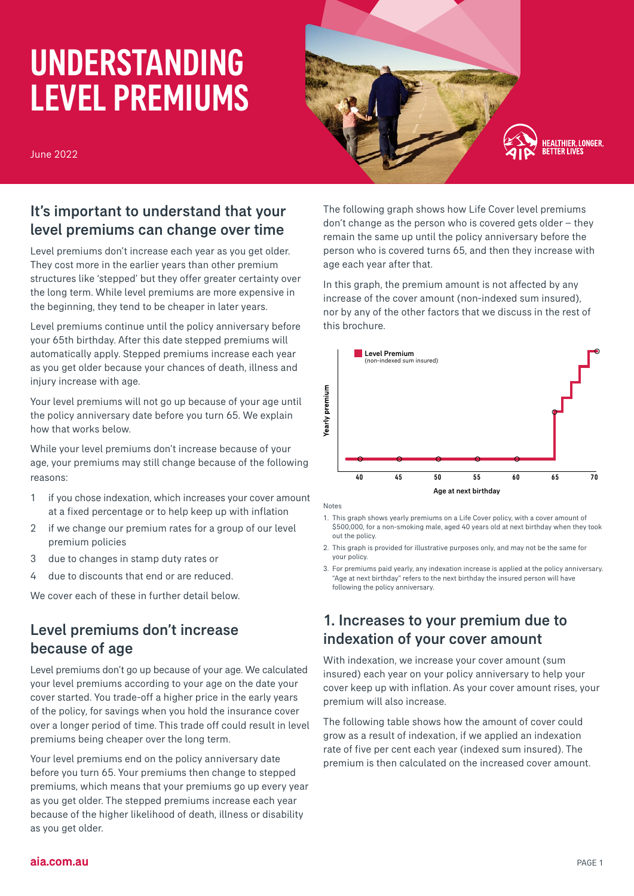# UNDERSTANDING LEVEL PREMIUMS

June 2022

## It's important to understand that your level premiums can change over time

Level premiums don't increase each year as you get older. They cost more in the earlier years than other premium structures like 'stepped' but they offer greater certainty over the long term. While level premiums are more expensive in the beginning, they tend to be cheaper in later years.

Level premiums continue until the policy anniversary before your 65th birthday. After this date stepped premiums will automatically apply. Stepped premiums increase each year as you get older because your chances of death, illness and injury increase with age.

Your level premiums will not go up because of your age until the policy anniversary date before you turn 65. We explain how that works below.

While your level premiums don't increase because of your age, your premiums may still change because of the following reasons:

1. if you chose indexation, which increases your cover amount at a fixed percentage or to help keep up with inflation
2. if we change our premium rates for a group of our level premium policies
3. due to changes in stamp duty rates or
4. due to discounts that end or are reduced.

We cover each of these in further detail below.

## Level premiums don't increase because of age

Level premiums don't go up because of your age. We calculated your level premiums according to your age on the date your cover started. You trade-off a higher price in the early years of the policy, for savings when you hold the insurance cover over a longer period of time. This trade off could result in level premiums being cheaper over the long term.

Your level premiums end on the policy anniversary date before you turn 65. Your premiums then change to stepped premiums, which means that your premiums go up every year as you get older. The stepped premiums increase each year because of the higher likelihood of death, illness or disability as you get older.

The following graph shows how Life Cover level premiums don't change as the person who is covered gets older – they remain the same up until the policy anniversary before the person who is covered turns 65, and then they increase with age each year after that.

In this graph, the premium amount is not affected by any increase of the cover amount (non-indexed sum insured), nor by any of the other factors that we discuss in the rest of this brochure.

Level Premium (non-indexed sum insured)

Yearly premium

Age at next birthday: 40, 45, 50, 55, 60, 65, 70

Notes

1. This graph shows yearly premiums on a Life Cover policy, with a cover amount of $500,000, for a non-smoking male, aged 40 years old at next birthday when they took out the policy.
2. This graph is provided for illustrative purposes only, and may not be the same for your policy.
3. For premiums paid yearly, any indexation increase is applied at the policy anniversary. "Age at next birthday" refers to the next birthday the insured person will have following the policy anniversary.

## 1. Increases to your premium due to indexation of your cover amount

With indexation, we increase your cover amount (sum insured) each year on your policy anniversary to help your cover keep up with inflation. As your cover amount rises, your premium will also increase.

The following table shows how the amount of cover could grow as a result of indexation, if we applied an indexation rate of five per cent each year (indexed sum insured). The premium is then calculated on the increased cover amount.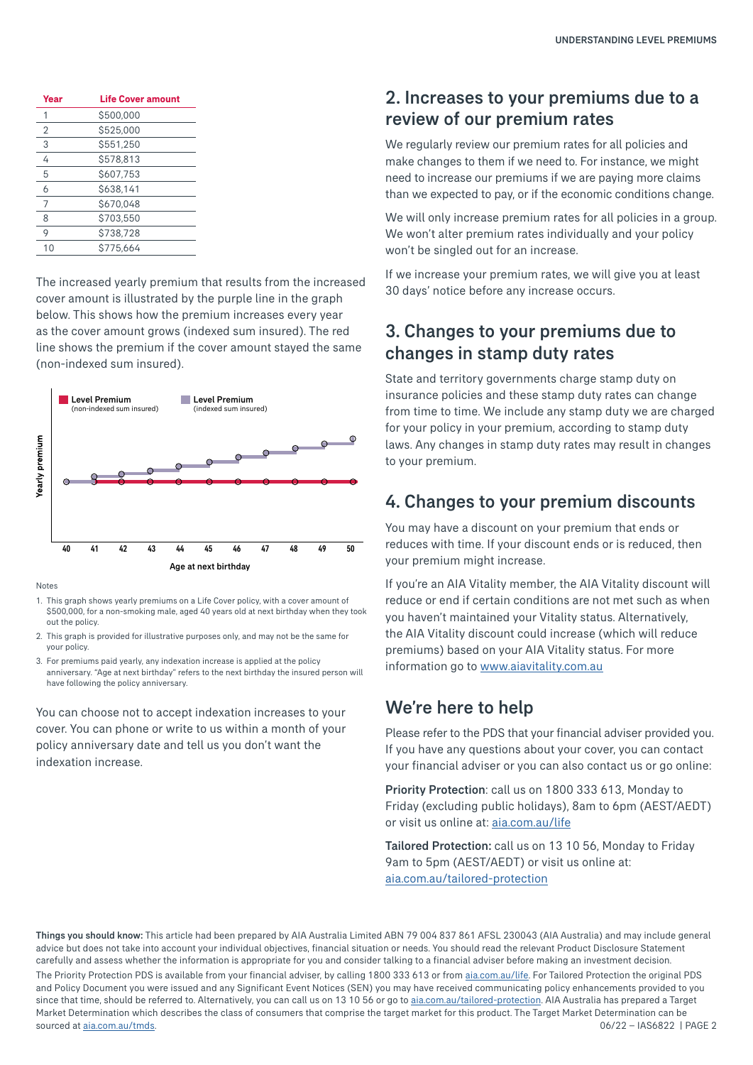| Year | Life Cover amount |
| --- | --- |
| 1 | $500,000 |
| 2 | $525,000 |
| 3 | $551,250 |
| 4 | $578,813 |
| 5 | $607,753 |
| 6 | $638,141 |
| 7 | $670,048 |
| 8 | $703,550 |
| 9 | $738,728 |
| 10 | $775,664 |

The increased yearly premium that results from the increased cover amount is illustrated by the purple line in the graph below. This shows how the premium increases every year as the cover amount grows (indexed sum insured). The red line shows the premium if the cover amount stayed the same (non-indexed sum insured).

Level Premium (non-indexed sum insured)
Level Premium (indexed sum insured)
Yearly premium
40 41 42 43 44 45 46 47 48 49 50
Age at next birthday

Notes

1. This graph shows yearly premiums on a Life Cover policy, with a cover amount of $500,000, for a non-smoking male, aged 40 years old at next birthday when they took out the policy.
2. This graph is provided for illustrative purposes only, and may not be the same for your policy.
3. For premiums paid yearly, any indexation increase is applied at the policy anniversary. "Age at next birthday" refers to the next birthday the insured person will have following the policy anniversary.

You can choose not to accept indexation increases to your cover. You can phone or write to us within a month of your policy anniversary date and tell us you don't want the indexation increase.

## 2. Increases to your premiums due to a review of our premium rates

We regularly review our premium rates for all policies and make changes to them if we need to. For instance, we might need to increase our premiums if we are paying more claims than we expected to pay, or if the economic conditions change.

We will only increase premium rates for all policies in a group. We won't alter premium rates individually and your policy won't be singled out for an increase.

If we increase your premium rates, we will give you at least 30 days' notice before any increase occurs.

## 3. Changes to your premiums due to changes in stamp duty rates

State and territory governments charge stamp duty on insurance policies and these stamp duty rates can change from time to time. We include any stamp duty we are charged for your policy in your premium, according to stamp duty laws. Any changes in stamp duty rates may result in changes to your premium.

## 4. Changes to your premium discounts

You may have a discount on your premium that ends or reduces with time. If your discount ends or is reduced, then your premium might increase.

If you're an AIA Vitality member, the AIA Vitality discount will reduce or end if certain conditions are not met such as when you haven't maintained your Vitality status. Alternatively, the AIA Vitality discount could increase (which will reduce premiums) based on your AIA Vitality status. For more information go to www.aiavitality.com.au

## We're here to help

Please refer to the PDS that your financial adviser provided you. If you have any questions about your cover, you can contact your financial adviser or you can also contact us or go online:

**Priority Protection**: call us on 1800 333 613, Monday to Friday (excluding public holidays), 8am to 6pm (AEST/AEDT) or visit us online at: aia.com.au/life

**Tailored Protection:** call us on 13 10 56, Monday to Friday 9am to 5pm (AEST/AEDT) or visit us online at: aia.com.au/tailored-protection

**Things you should know:** This article had been prepared by AIA Australia Limited ABN 79 004 837 861 AFSL 230043 (AIA Australia) and may include general advice but does not take into account your individual objectives, financial situation or needs. You should read the relevant Product Disclosure Statement carefully and assess whether the information is appropriate for you and consider talking to a financial adviser before making an investment decision.

The Priority Protection PDS is available from your financial adviser, by calling 1800 333 613 or from aia.com.au/life. For Tailored Protection the original PDS and Policy Document you were issued and any Significant Event Notices (SEN) you may have received communicating policy enhancements provided to you since that time, should be referred to. Alternatively, you can call us on 13 10 56 or go to aia.com.au/tailored-protection. AIA Australia has prepared a Target Market Determination which describes the class of consumers that comprise the target market for this product. The Target Market Determination can be sourced at aia.com.au/tmds.

06/22 – IAS6822